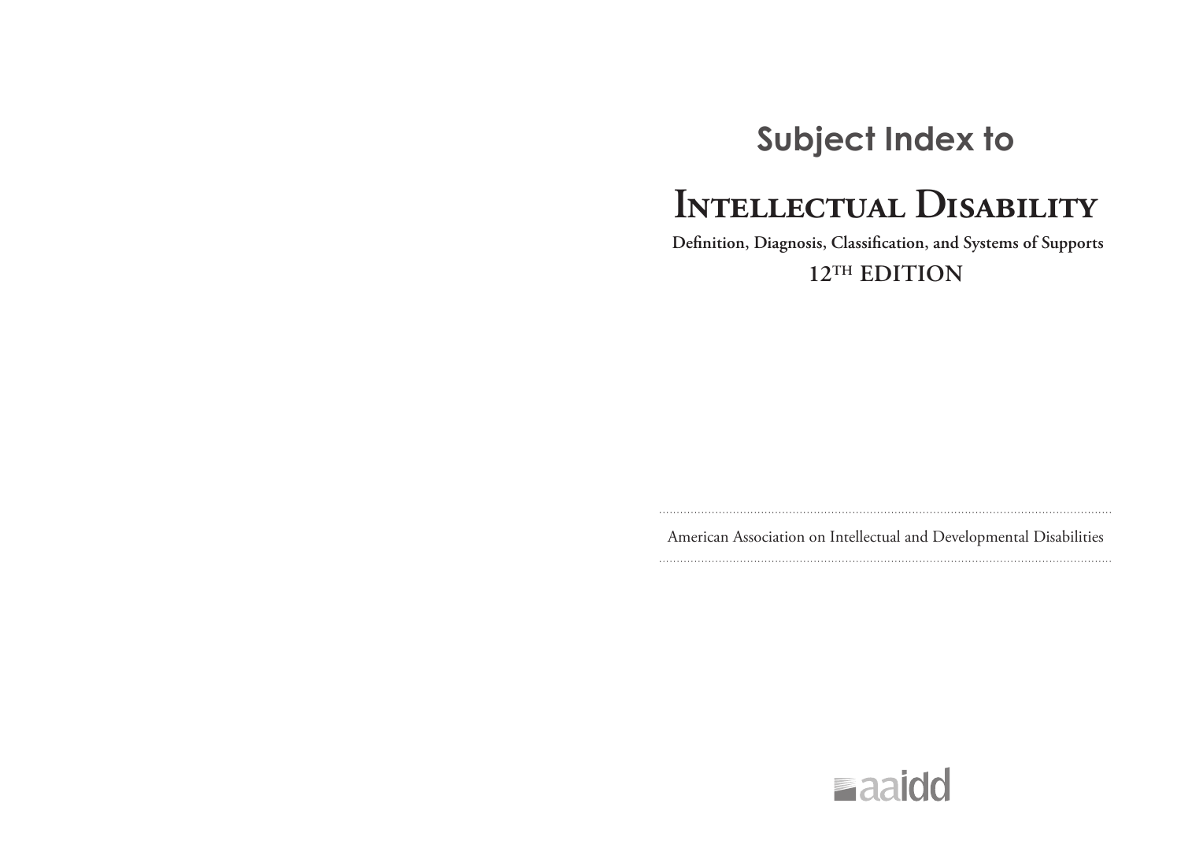## Subject Index to

# Intellectual Disability

**Definition, Diagnosis, Classification, and Systems of Supports**

**12TH EDITION**

American Association on Intellectual and Developmental Disabilities

aaidd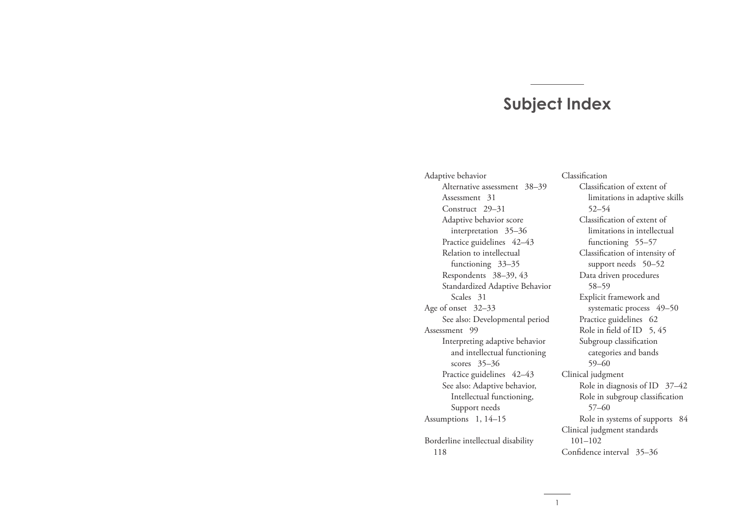# Subject Index

Adaptive behavior
- Alternative assessment 38–39
- Assessment 31
- Construct 29–31
- Adaptive behavior score interpretation 35–36
- Practice guidelines 42–43
- Relation to intellectual functioning 33–35
- Respondents 38–39, 43
- Standardized Adaptive Behavior Scales 31

Age of onset 32–33
- See also: Developmental period

Assessment 99
- Interpreting adaptive behavior and intellectual functioning scores 35–36
- Practice guidelines 42–43
- See also: Adaptive behavior, Intellectual functioning, Support needs

Assumptions 1, 14–15

Borderline intellectual disability 118

Classification
- Classification of extent of limitations in adaptive skills 52–54
- Classification of extent of limitations in intellectual functioning 55–57
- Classification of intensity of support needs 50–52
- Data driven procedures 58–59
- Explicit framework and systematic process 49–50
- Practice guidelines 62
- Role in field of ID 5, 45
- Subgroup classification categories and bands 59–60

Clinical judgment
- Role in diagnosis of ID 37–42
- Role in subgroup classification 57–60
- Role in systems of supports 84

Clinical judgment standards 101–102

Confidence interval 35–36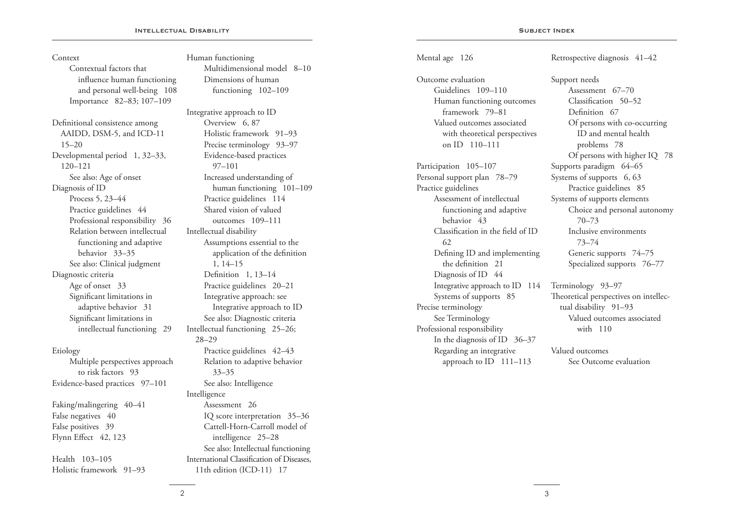Context
- Contextual factors that influence human functioning and personal well-being 108
- Importance 82–83; 107–109

Definitional consistence among AAIDD, DSM-5, and ICD-11 15–20

Developmental period 1, 32–33, 120–121
- See also: Age of onset

Diagnosis of ID
- Process 5, 23–44
- Practice guidelines 44
- Professional responsibility 36
- Relation between intellectual functioning and adaptive behavior 33–35
- See also: Clinical judgment

Diagnostic criteria
- Age of onset 33
- Significant limitations in adaptive behavior 31
- Significant limitations in intellectual functioning 29

Etiology
- Multiple perspectives approach to risk factors 93

Evidence-based practices 97–101

Faking/malingering 40–41

False negatives 40

False positives 39

Flynn Effect 42, 123

Health 103–105

Holistic framework 91–93

Human functioning
- Multidimensional model 8–10
- Dimensions of human functioning 102–109

Integrative approach to ID
- Overview 6, 87
- Holistic framework 91–93
- Precise terminology 93–97
- Evidence-based practices 97–101
- Increased understanding of human functioning 101–109
- Practice guidelines 114
- Shared vision of valued outcomes 109–111

Intellectual disability
- Assumptions essential to the application of the definition 1, 14–15
- Definition 1, 13–14
- Practice guidelines 20–21
- Integrative approach: see Integrative approach to ID
- See also: Diagnostic criteria

Intellectual functioning 25–26; 28–29
- Practice guidelines 42–43
- Relation to adaptive behavior 33–35
- See also: Intelligence

Intelligence
- Assessment 26
- IQ score interpretation 35–36
- Cattell-Horn-Carroll model of intelligence 25–28
- See also: Intellectual functioning

International Classification of Diseases, 11th edition (ICD-11) 17

Mental age 126

Outcome evaluation
- Guidelines 109–110
- Human functioning outcomes framework 79–81
- Valued outcomes associated with theoretical perspectives on ID 110–111

Participation 105–107

Personal support plan 78–79

Practice guidelines
- Assessment of intellectual functioning and adaptive behavior 43
- Classification in the field of ID 62
- Defining ID and implementing the definition 21
- Diagnosis of ID 44
- Integrative approach to ID 114
- Systems of supports 85

Precise terminology
- See Terminology

Professional responsibility
- In the diagnosis of ID 36–37
- Regarding an integrative approach to ID 111–113

Retrospective diagnosis 41–42

Support needs
- Assessment 67–70
- Classification 50–52
- Definition 67
- Of persons with co-occurring ID and mental health problems 78
- Of persons with higher IQ 78

Supports paradigm 64–65

Systems of supports 6, 63
- Practice guidelines 85

Systems of supports elements
- Choice and personal autonomy 70–73
- Inclusive environments 73–74
- Generic supports 74–75
- Specialized supports 76–77

Terminology 93–97

Theoretical perspectives on intellectual disability 91–93
- Valued outcomes associated with 110

Valued outcomes
- See Outcome evaluation